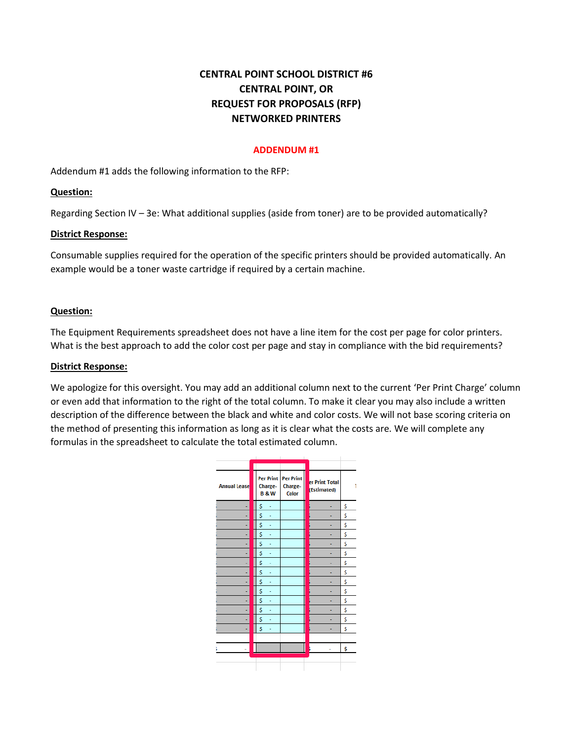**CENTRAL POINT SCHOOL DISTRICT #6**
**CENTRAL POINT, OR**
**REQUEST FOR PROPOSALS (RFP)**
**NETWORKED PRINTERS**

**ADDENDUM #1**

Addendum #1 adds the following information to the RFP:

**Question:**

Regarding Section IV – 3e: What additional supplies (aside from toner) are to be provided automatically?

**District Response:**

Consumable supplies required for the operation of the specific printers should be provided automatically. An example would be a toner waste cartridge if required by a certain machine.

**Question:**

The Equipment Requirements spreadsheet does not have a line item for the cost per page for color printers. What is the best approach to add the color cost per page and stay in compliance with the bid requirements?

**District Response:**

We apologize for this oversight. You may add an additional column next to the current 'Per Print Charge' column or even add that information to the right of the total column. To make it clear you may also include a written description of the difference between the black and white and color costs. We will not base scoring criteria on the method of presenting this information as long as it is clear what the costs are. We will complete any formulas in the spreadsheet to calculate the total estimated column.

| Annual Lease | Per Print Charge- B & W | Per Print Charge- Color | Per Print Total (Estimated) | T |
|---|---|---|---|---|
| - | $ - | | - | $ |
| - | $ - | | - | $ |
| - | $ - | | - | $ |
| - | $ - | | - | $ |
| - | $ - | | - | $ |
| - | $ - | | - | $ |
| - | $ - | | - | $ |
| - | $ - | | - | $ |
| - | $ - | | - | $ |
| - | $ - | | - | $ |
| - | $ - | | - | $ |
| - | $ - | | - | $ |
| - | $ - | | - | $ |
| - | $ - | | - | $ |
| | | | | |
| $ - | | | $ - | $ |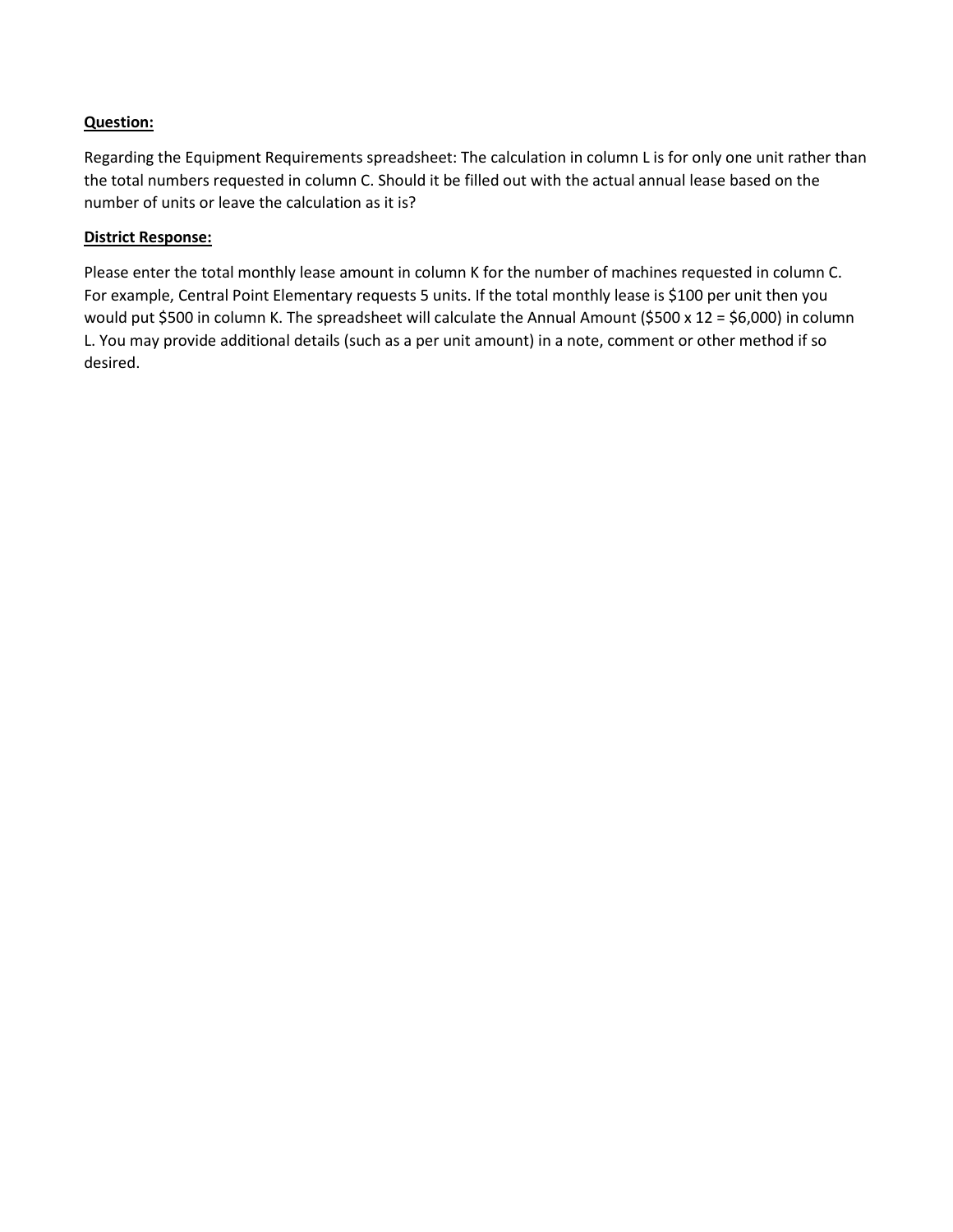**Question:**

Regarding the Equipment Requirements spreadsheet: The calculation in column L is for only one unit rather than the total numbers requested in column C. Should it be filled out with the actual annual lease based on the number of units or leave the calculation as it is?

**District Response:**

Please enter the total monthly lease amount in column K for the number of machines requested in column C. For example, Central Point Elementary requests 5 units. If the total monthly lease is $100 per unit then you would put $500 in column K. The spreadsheet will calculate the Annual Amount ($500 x 12 = $6,000) in column L. You may provide additional details (such as a per unit amount) in a note, comment or other method if so desired.